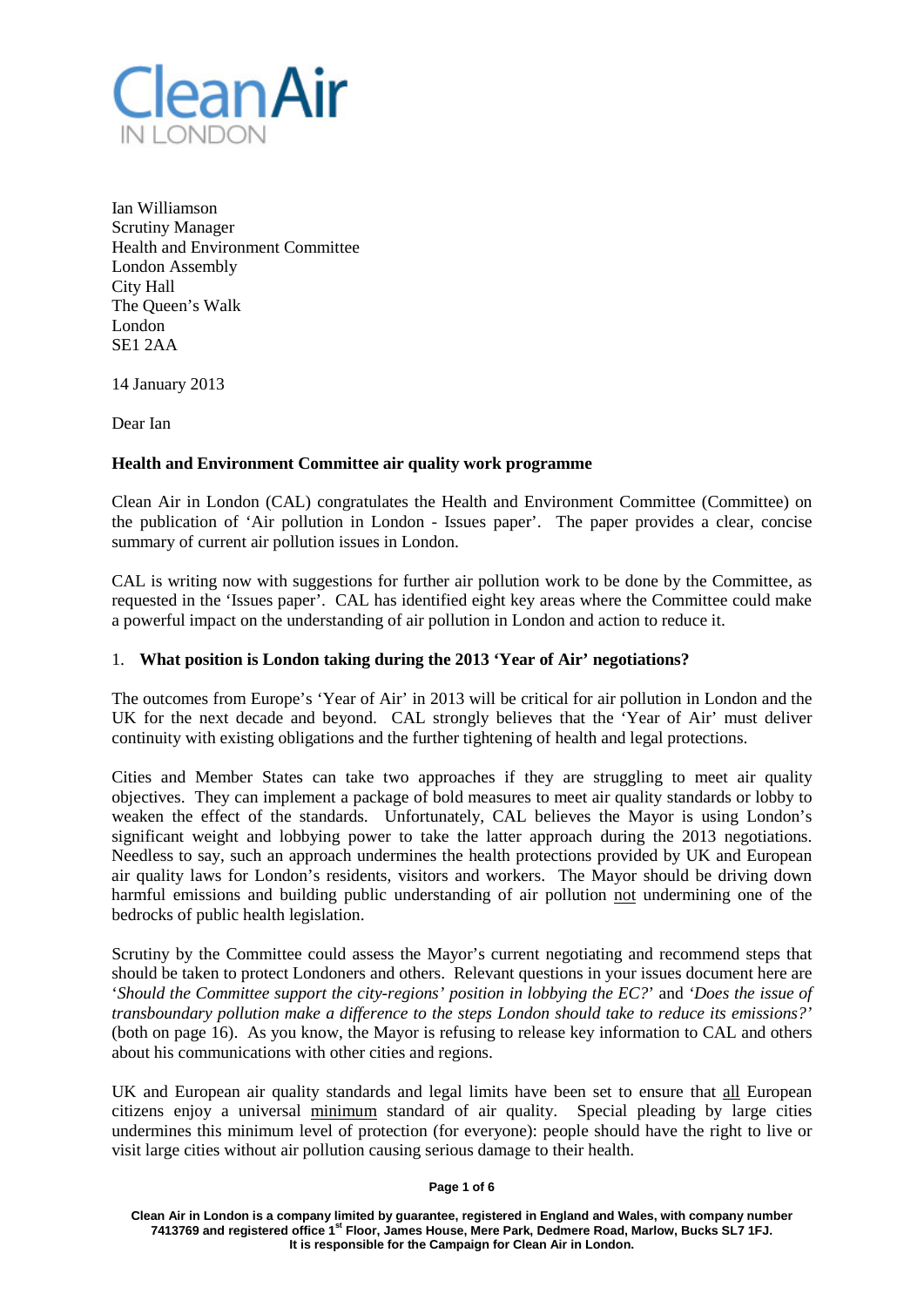Ian Williamson
Scrutiny Manager
Health and Environment Committee
London Assembly
City Hall
The Queen's Walk
London
SE1 2AA

14 January 2013

Dear Ian

**Health and Environment Committee air quality work programme**

Clean Air in London (CAL) congratulates the Health and Environment Committee (Committee) on the publication of 'Air pollution in London - Issues paper'. The paper provides a clear, concise summary of current air pollution issues in London.

CAL is writing now with suggestions for further air pollution work to be done by the Committee, as requested in the 'Issues paper'. CAL has identified eight key areas where the Committee could make a powerful impact on the understanding of air pollution in London and action to reduce it.

## 1. What position is London taking during the 2013 'Year of Air' negotiations?

The outcomes from Europe's 'Year of Air' in 2013 will be critical for air pollution in London and the UK for the next decade and beyond. CAL strongly believes that the 'Year of Air' must deliver continuity with existing obligations and the further tightening of health and legal protections.

Cities and Member States can take two approaches if they are struggling to meet air quality objectives. They can implement a package of bold measures to meet air quality standards or lobby to weaken the effect of the standards. Unfortunately, CAL believes the Mayor is using London's significant weight and lobbying power to take the latter approach during the 2013 negotiations. Needless to say, such an approach undermines the health protections provided by UK and European air quality laws for London's residents, visitors and workers. The Mayor should be driving down harmful emissions and building public understanding of air pollution not undermining one of the bedrocks of public health legislation.

Scrutiny by the Committee could assess the Mayor's current negotiating and recommend steps that should be taken to protect Londoners and others. Relevant questions in your issues document here are '*Should the Committee support the city-regions' position in lobbying the EC?*' and '*Does the issue of transboundary pollution make a difference to the steps London should take to reduce its emissions?*' (both on page 16). As you know, the Mayor is refusing to release key information to CAL and others about his communications with other cities and regions.

UK and European air quality standards and legal limits have been set to ensure that all European citizens enjoy a universal minimum standard of air quality. Special pleading by large cities undermines this minimum level of protection (for everyone): people should have the right to live or visit large cities without air pollution causing serious damage to their health.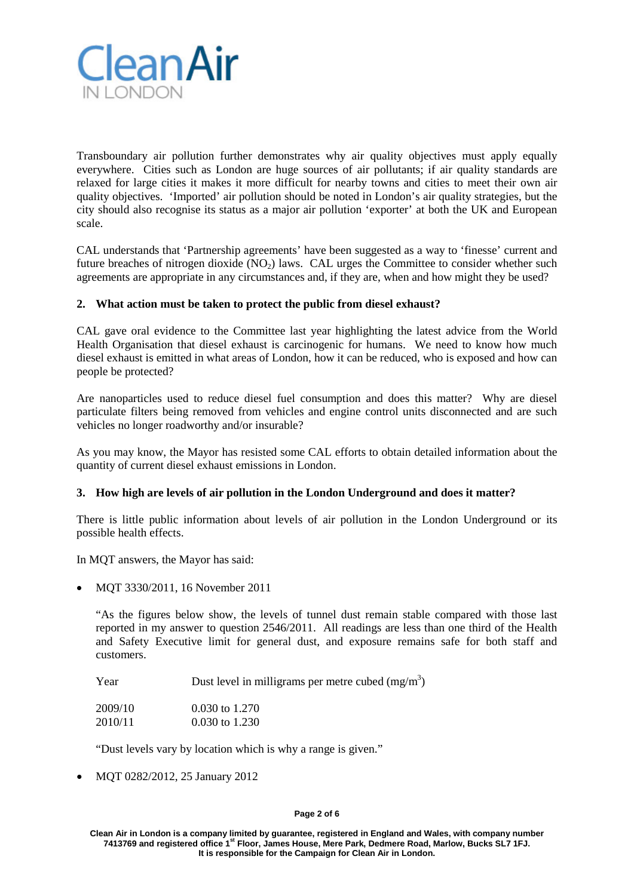Transboundary air pollution further demonstrates why air quality objectives must apply equally everywhere. Cities such as London are huge sources of air pollutants; if air quality standards are relaxed for large cities it makes it more difficult for nearby towns and cities to meet their own air quality objectives. 'Imported' air pollution should be noted in London's air quality strategies, but the city should also recognise its status as a major air pollution 'exporter' at both the UK and European scale.

CAL understands that 'Partnership agreements' have been suggested as a way to 'finesse' current and future breaches of nitrogen dioxide ($NO_2$) laws. CAL urges the Committee to consider whether such agreements are appropriate in any circumstances and, if they are, when and how might they be used?

**2. What action must be taken to protect the public from diesel exhaust?**

CAL gave oral evidence to the Committee last year highlighting the latest advice from the World Health Organisation that diesel exhaust is carcinogenic for humans. We need to know how much diesel exhaust is emitted in what areas of London, how it can be reduced, who is exposed and how can people be protected?

Are nanoparticles used to reduce diesel fuel consumption and does this matter? Why are diesel particulate filters being removed from vehicles and engine control units disconnected and are such vehicles no longer roadworthy and/or insurable?

As you may know, the Mayor has resisted some CAL efforts to obtain detailed information about the quantity of current diesel exhaust emissions in London.

**3. How high are levels of air pollution in the London Underground and does it matter?**

There is little public information about levels of air pollution in the London Underground or its possible health effects.

In MQT answers, the Mayor has said:

- MQT 3330/2011, 16 November 2011

  "As the figures below show, the levels of tunnel dust remain stable compared with those last reported in my answer to question 2546/2011. All readings are less than one third of the Health and Safety Executive limit for general dust, and exposure remains safe for both staff and customers.

  | Year | Dust level in milligrams per metre cubed ($mg/m^3$) |
  | --- | --- |
  | 2009/10 | 0.030 to 1.270 |
  | 2010/11 | 0.030 to 1.230 |

  "Dust levels vary by location which is why a range is given."

- MQT 0282/2012, 25 January 2012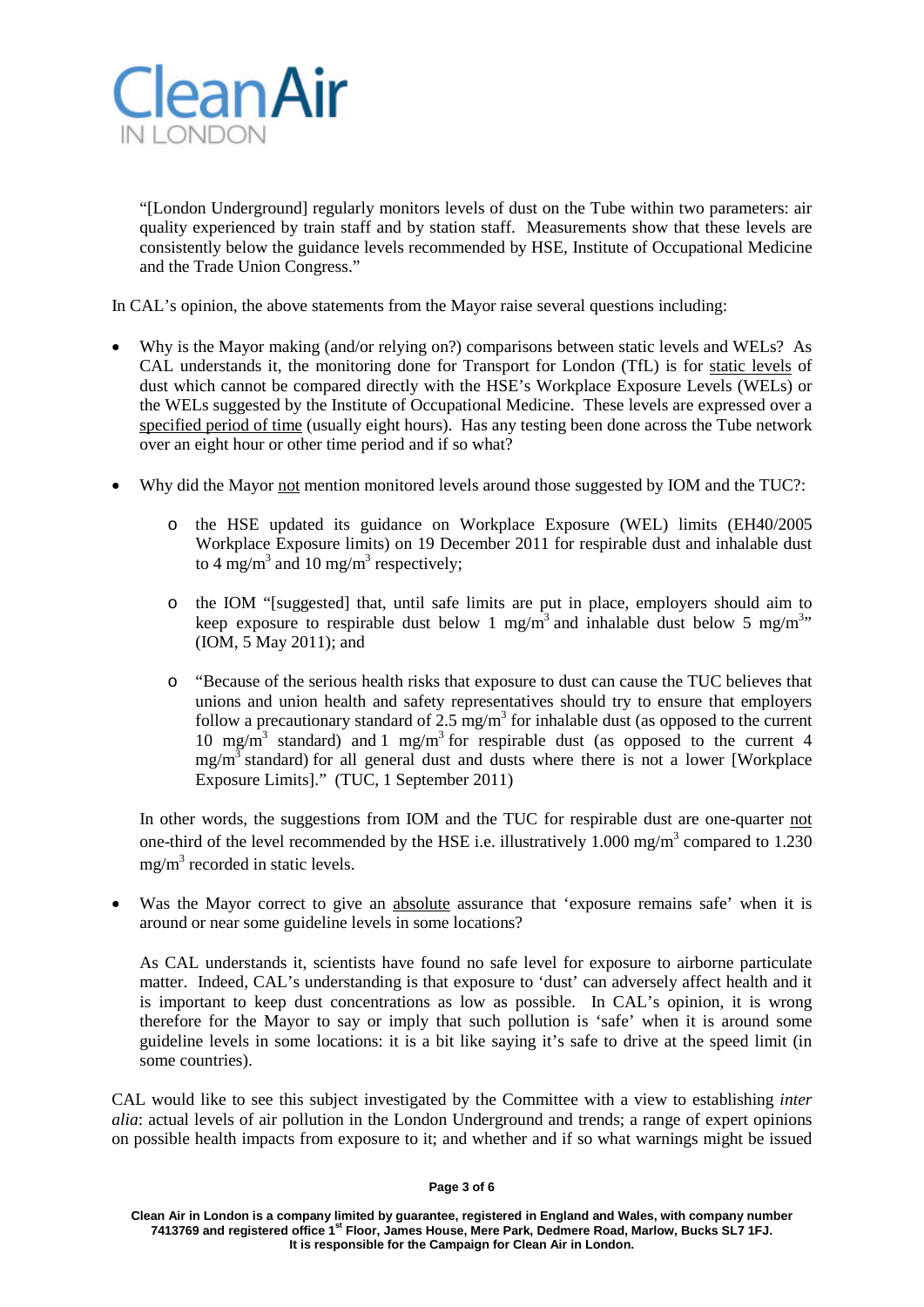"[London Underground] regularly monitors levels of dust on the Tube within two parameters: air quality experienced by train staff and by station staff. Measurements show that these levels are consistently below the guidance levels recommended by HSE, Institute of Occupational Medicine and the Trade Union Congress."

In CAL's opinion, the above statements from the Mayor raise several questions including:

- Why is the Mayor making (and/or relying on?) comparisons between static levels and WELs? As CAL understands it, the monitoring done for Transport for London (TfL) is for static levels of dust which cannot be compared directly with the HSE's Workplace Exposure Levels (WELs) or the WELs suggested by the Institute of Occupational Medicine. These levels are expressed over a specified period of time (usually eight hours). Has any testing been done across the Tube network over an eight hour or other time period and if so what?

- Why did the Mayor not mention monitored levels around those suggested by IOM and the TUC?:

    - the HSE updated its guidance on Workplace Exposure (WEL) limits (EH40/2005 Workplace Exposure limits) on 19 December 2011 for respirable dust and inhalable dust to 4 $mg/m^3$ and 10 $mg/m^3$ respectively;

    - the IOM "[suggested] that, until safe limits are put in place, employers should aim to keep exposure to respirable dust below 1 $mg/m^3$ and inhalable dust below 5 $mg/m^3$" (IOM, 5 May 2011); and

    - "Because of the serious health risks that exposure to dust can cause the TUC believes that unions and union health and safety representatives should try to ensure that employers follow a precautionary standard of 2.5 $mg/m^3$ for inhalable dust (as opposed to the current 10 $mg/m^3$ standard) and 1 $mg/m^3$ for respirable dust (as opposed to the current 4 $mg/m^3$ standard) for all general dust and dusts where there is not a lower [Workplace Exposure Limits]." (TUC, 1 September 2011)

  In other words, the suggestions from IOM and the TUC for respirable dust are one-quarter not one-third of the level recommended by the HSE i.e. illustratively 1.000 $mg/m^3$ compared to 1.230 $mg/m^3$ recorded in static levels.

- Was the Mayor correct to give an absolute assurance that 'exposure remains safe' when it is around or near some guideline levels in some locations?

  As CAL understands it, scientists have found no safe level for exposure to airborne particulate matter. Indeed, CAL's understanding is that exposure to 'dust' can adversely affect health and it is important to keep dust concentrations as low as possible. In CAL's opinion, it is wrong therefore for the Mayor to say or imply that such pollution is 'safe' when it is around some guideline levels in some locations: it is a bit like saying it's safe to drive at the speed limit (in some countries).

CAL would like to see this subject investigated by the Committee with a view to establishing *inter alia*: actual levels of air pollution in the London Underground and trends; a range of expert opinions on possible health impacts from exposure to it; and whether and if so what warnings might be issued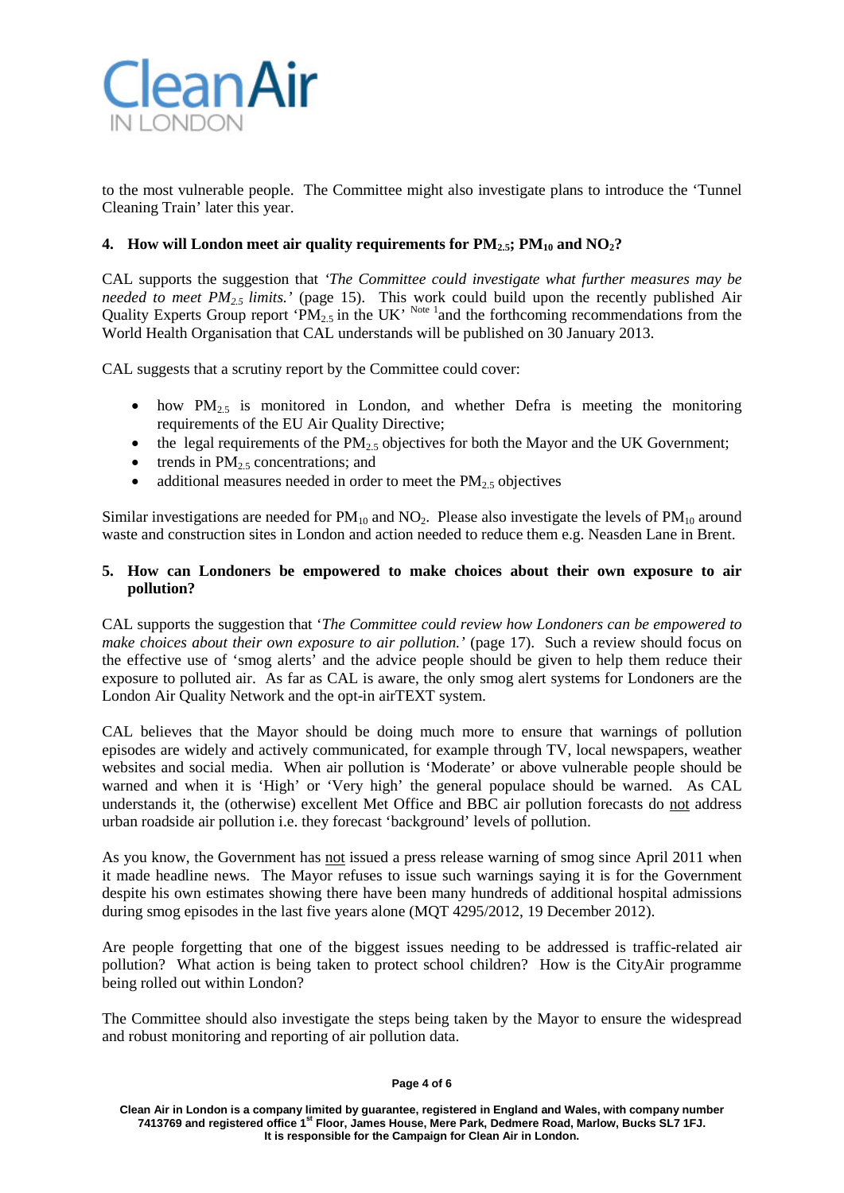to the most vulnerable people. The Committee might also investigate plans to introduce the 'Tunnel Cleaning Train' later this year.

**4. How will London meet air quality requirements for $PM_{2.5}$; $PM_{10}$ and $NO_2$?**

CAL supports the suggestion that *'The Committee could investigate what further measures may be needed to meet $PM_{2.5}$ limits.'* (page 15). This work could build upon the recently published Air Quality Experts Group report '$PM_{2.5}$ in the UK' [Note 1] and the forthcoming recommendations from the World Health Organisation that CAL understands will be published on 30 January 2013.

CAL suggests that a scrutiny report by the Committee could cover:

- how $PM_{2.5}$ is monitored in London, and whether Defra is meeting the monitoring requirements of the EU Air Quality Directive;
- the legal requirements of the $PM_{2.5}$ objectives for both the Mayor and the UK Government;
- trends in $PM_{2.5}$ concentrations; and
- additional measures needed in order to meet the $PM_{2.5}$ objectives

Similar investigations are needed for $PM_{10}$ and $NO_2$. Please also investigate the levels of $PM_{10}$ around waste and construction sites in London and action needed to reduce them e.g. Neasden Lane in Brent.

**5. How can Londoners be empowered to make choices about their own exposure to air pollution?**

CAL supports the suggestion that '*The Committee could review how Londoners can be empowered to make choices about their own exposure to air pollution.'* (page 17). Such a review should focus on the effective use of 'smog alerts' and the advice people should be given to help them reduce their exposure to polluted air. As far as CAL is aware, the only smog alert systems for Londoners are the London Air Quality Network and the opt-in airTEXT system.

CAL believes that the Mayor should be doing much more to ensure that warnings of pollution episodes are widely and actively communicated, for example through TV, local newspapers, weather websites and social media. When air pollution is 'Moderate' or above vulnerable people should be warned and when it is 'High' or 'Very high' the general populace should be warned. As CAL understands it, the (otherwise) excellent Met Office and BBC air pollution forecasts do not address urban roadside air pollution i.e. they forecast 'background' levels of pollution.

As you know, the Government has not issued a press release warning of smog since April 2011 when it made headline news. The Mayor refuses to issue such warnings saying it is for the Government despite his own estimates showing there have been many hundreds of additional hospital admissions during smog episodes in the last five years alone (MQT 4295/2012, 19 December 2012).

Are people forgetting that one of the biggest issues needing to be addressed is traffic-related air pollution? What action is being taken to protect school children? How is the CityAir programme being rolled out within London?

The Committee should also investigate the steps being taken by the Mayor to ensure the widespread and robust monitoring and reporting of air pollution data.

**Clean Air in London is a company limited by guarantee, registered in England and Wales, with company number 7413769 and registered office 1st Floor, James House, Mere Park, Dedmere Road, Marlow, Bucks SL7 1FJ. It is responsible for the Campaign for Clean Air in London.**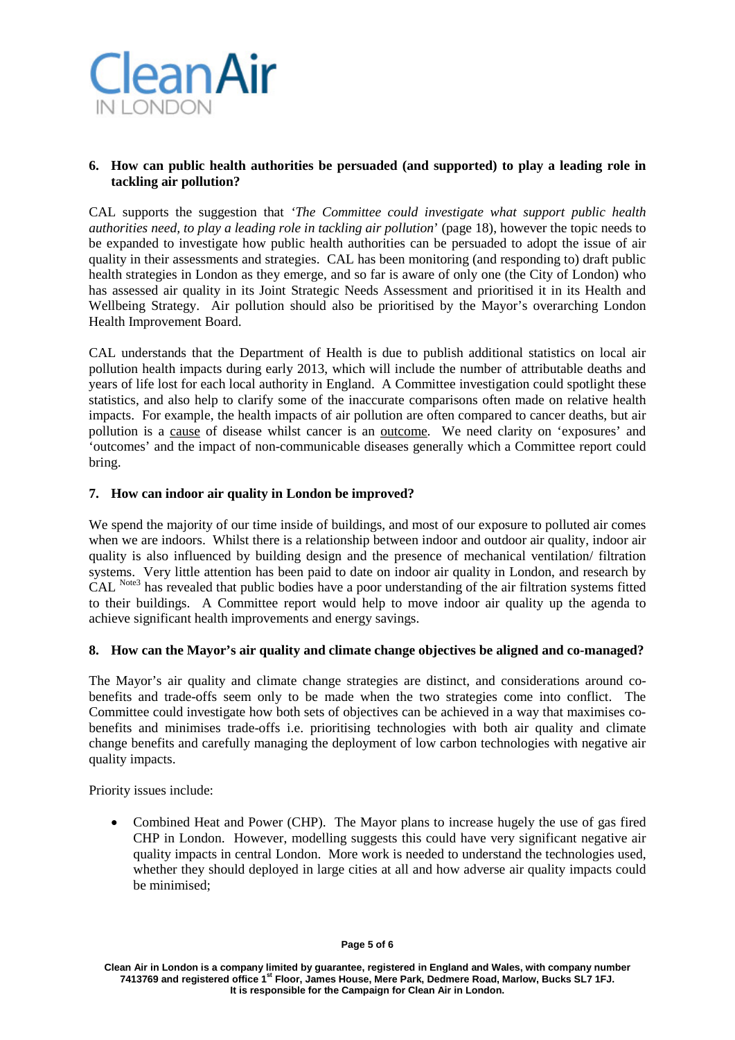**CleanAir** IN LONDON

### 6. How can public health authorities be persuaded (and supported) to play a leading role in tackling air pollution?

CAL supports the suggestion that '*The Committee could investigate what support public health authorities need, to play a leading role in tackling air pollution*' (page 18), however the topic needs to be expanded to investigate how public health authorities can be persuaded to adopt the issue of air quality in their assessments and strategies. CAL has been monitoring (and responding to) draft public health strategies in London as they emerge, and so far is aware of only one (the City of London) who has assessed air quality in its Joint Strategic Needs Assessment and prioritised it in its Health and Wellbeing Strategy. Air pollution should also be prioritised by the Mayor's overarching London Health Improvement Board.

CAL understands that the Department of Health is due to publish additional statistics on local air pollution health impacts during early 2013, which will include the number of attributable deaths and years of life lost for each local authority in England. A Committee investigation could spotlight these statistics, and also help to clarify some of the inaccurate comparisons often made on relative health impacts. For example, the health impacts of air pollution are often compared to cancer deaths, but air pollution is a cause of disease whilst cancer is an outcome. We need clarity on 'exposures' and 'outcomes' and the impact of non-communicable diseases generally which a Committee report could bring.

### 7. How can indoor air quality in London be improved?

We spend the majority of our time inside of buildings, and most of our exposure to polluted air comes when we are indoors. Whilst there is a relationship between indoor and outdoor air quality, indoor air quality is also influenced by building design and the presence of mechanical ventilation/ filtration systems. Very little attention has been paid to date on indoor air quality in London, and research by CAL [Note3] has revealed that public bodies have a poor understanding of the air filtration systems fitted to their buildings. A Committee report would help to move indoor air quality up the agenda to achieve significant health improvements and energy savings.

### 8. How can the Mayor's air quality and climate change objectives be aligned and co-managed?

The Mayor's air quality and climate change strategies are distinct, and considerations around co-benefits and trade-offs seem only to be made when the two strategies come into conflict. The Committee could investigate how both sets of objectives can be achieved in a way that maximises co-benefits and minimises trade-offs i.e. prioritising technologies with both air quality and climate change benefits and carefully managing the deployment of low carbon technologies with negative air quality impacts.

Priority issues include:

- Combined Heat and Power (CHP). The Mayor plans to increase hugely the use of gas fired CHP in London. However, modelling suggests this could have very significant negative air quality impacts in central London. More work is needed to understand the technologies used, whether they should deployed in large cities at all and how adverse air quality impacts could be minimised;

Clean Air in London is a company limited by guarantee, registered in England and Wales, with company number 7413769 and registered office 1st Floor, James House, Mere Park, Dedmere Road, Marlow, Bucks SL7 1FJ. It is responsible for the Campaign for Clean Air in London.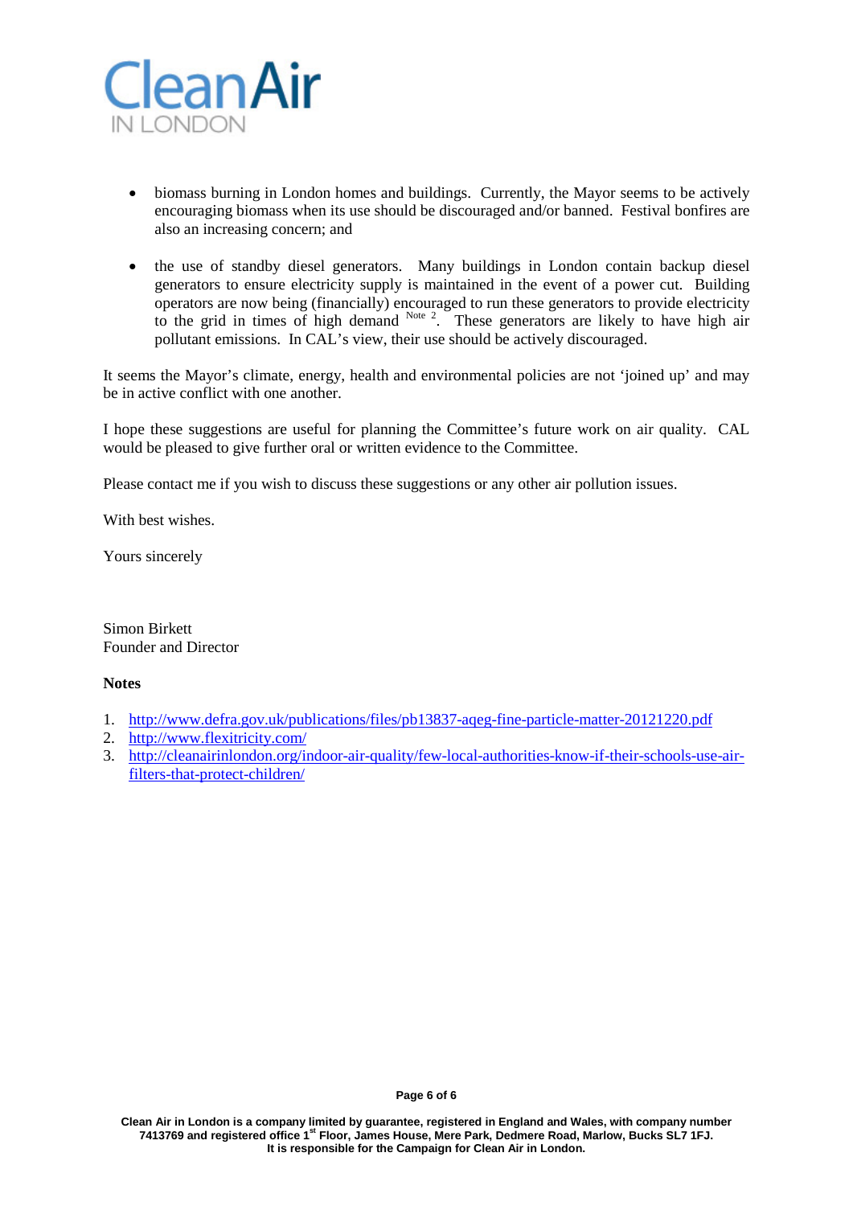- biomass burning in London homes and buildings. Currently, the Mayor seems to be actively encouraging biomass when its use should be discouraged and/or banned. Festival bonfires are also an increasing concern; and

- the use of standby diesel generators. Many buildings in London contain backup diesel generators to ensure electricity supply is maintained in the event of a power cut. Building operators are now being (financially) encouraged to run these generators to provide electricity to the grid in times of high demand [Note 2]. These generators are likely to have high air pollutant emissions. In CAL's view, their use should be actively discouraged.

It seems the Mayor's climate, energy, health and environmental policies are not 'joined up' and may be in active conflict with one another.

I hope these suggestions are useful for planning the Committee's future work on air quality. CAL would be pleased to give further oral or written evidence to the Committee.

Please contact me if you wish to discuss these suggestions or any other air pollution issues.

With best wishes.

Yours sincerely

Simon Birkett
Founder and Director

**Notes**

1. http://www.defra.gov.uk/publications/files/pb13837-aqeg-fine-particle-matter-20121220.pdf
2. http://www.flexitricity.com/
3. http://cleanairinlondon.org/indoor-air-quality/few-local-authorities-know-if-their-schools-use-air-filters-that-protect-children/